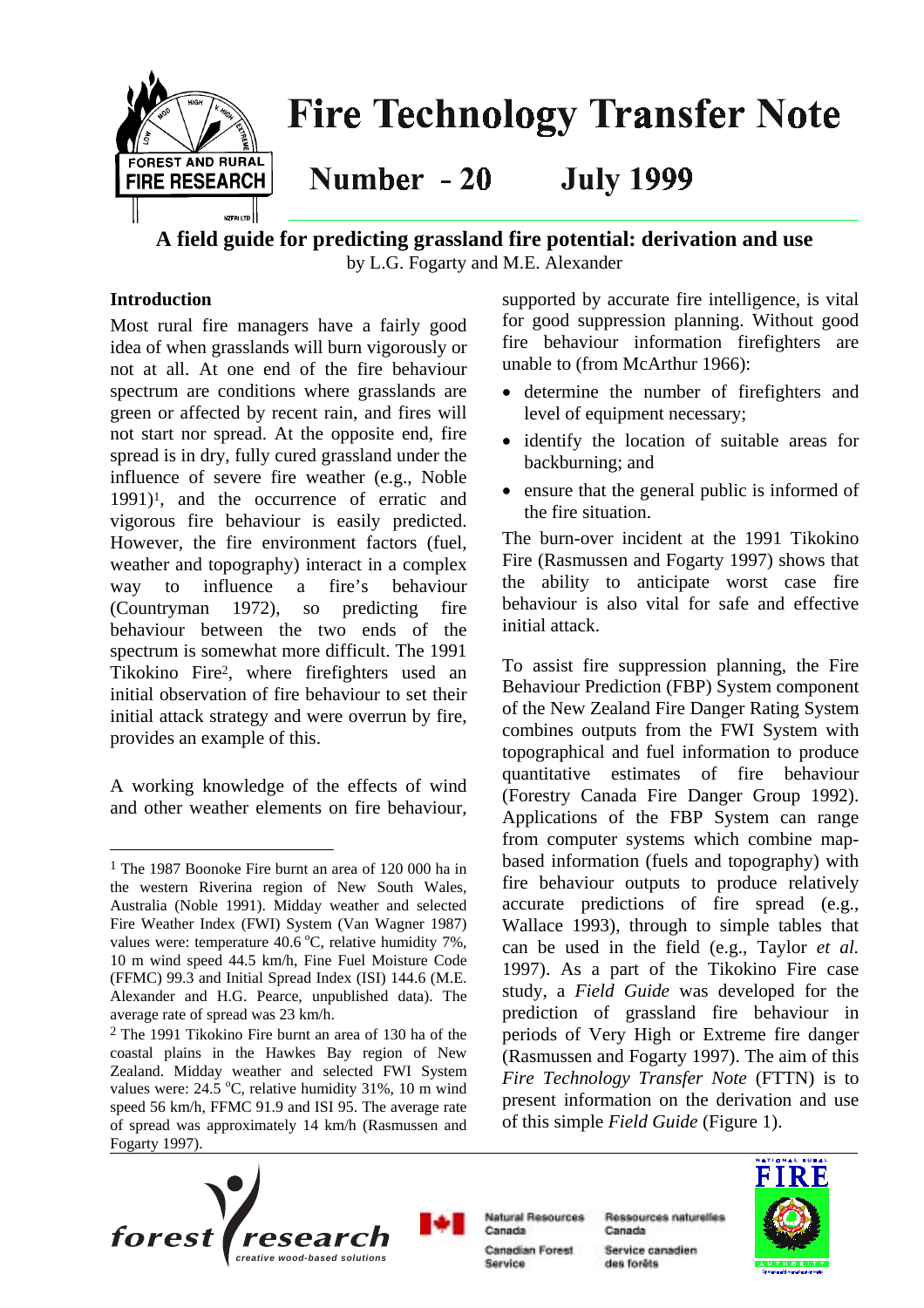# Fire Technology Transfer Note

## Number - 20 July 1999

## A field guide for predicting grassland fire potential: derivation and use

by L.G. Fogarty and M.E. Alexander

### Introduction

Most rural fire managers have a fairly good idea of when grasslands will burn vigorously or not at all. At one end of the fire behaviour spectrum are conditions where grasslands are green or affected by recent rain, and fires will not start nor spread. At the opposite end, fire spread is in dry, fully cured grassland under the influence of severe fire weather (e.g., Noble 1991)[1], and the occurrence of erratic and vigorous fire behaviour is easily predicted. However, the fire environment factors (fuel, weather and topography) interact in a complex way to influence a fire's behaviour (Countryman 1972), so predicting fire behaviour between the two ends of the spectrum is somewhat more difficult. The 1991 Tikokino Fire[2], where firefighters used an initial observation of fire behaviour to set their initial attack strategy and were overrun by fire, provides an example of this.

A working knowledge of the effects of wind and other weather elements on fire behaviour, supported by accurate fire intelligence, is vital for good suppression planning. Without good fire behaviour information firefighters are unable to (from McArthur 1966):

- determine the number of firefighters and level of equipment necessary;
- identify the location of suitable areas for backburning; and
- ensure that the general public is informed of the fire situation.

The burn-over incident at the 1991 Tikokino Fire (Rasmussen and Fogarty 1997) shows that the ability to anticipate worst case fire behaviour is also vital for safe and effective initial attack.

To assist fire suppression planning, the Fire Behaviour Prediction (FBP) System component of the New Zealand Fire Danger Rating System combines outputs from the FWI System with topographical and fuel information to produce quantitative estimates of fire behaviour (Forestry Canada Fire Danger Group 1992). Applications of the FBP System can range from computer systems which combine map-based information (fuels and topography) with fire behaviour outputs to produce relatively accurate predictions of fire spread (e.g., Wallace 1993), through to simple tables that can be used in the field (e.g., Taylor *et al.* 1997). As a part of the Tikokino Fire case study, a *Field Guide* was developed for the prediction of grassland fire behaviour in periods of Very High or Extreme fire danger (Rasmussen and Fogarty 1997). The aim of this *Fire Technology Transfer Note* (FTTN) is to present information on the derivation and use of this simple *Field Guide* (Figure 1).

---

[1] The 1987 Boonoke Fire burnt an area of 120 000 ha in the western Riverina region of New South Wales, Australia (Noble 1991). Midday weather and selected Fire Weather Index (FWI) System (Van Wagner 1987) values were: temperature 40.6 °C, relative humidity 7%, 10 m wind speed 44.5 km/h, Fine Fuel Moisture Code (FFMC) 99.3 and Initial Spread Index (ISI) 144.6 (M.E. Alexander and H.G. Pearce, unpublished data). The average rate of spread was 23 km/h.

[2] The 1991 Tikokino Fire burnt an area of 130 ha of the coastal plains in the Hawkes Bay region of New Zealand. Midday weather and selected FWI System values were: 24.5 °C, relative humidity 31%, 10 m wind speed 56 km/h, FFMC 91.9 and ISI 95. The average rate of spread was approximately 14 km/h (Rasmussen and Fogarty 1997).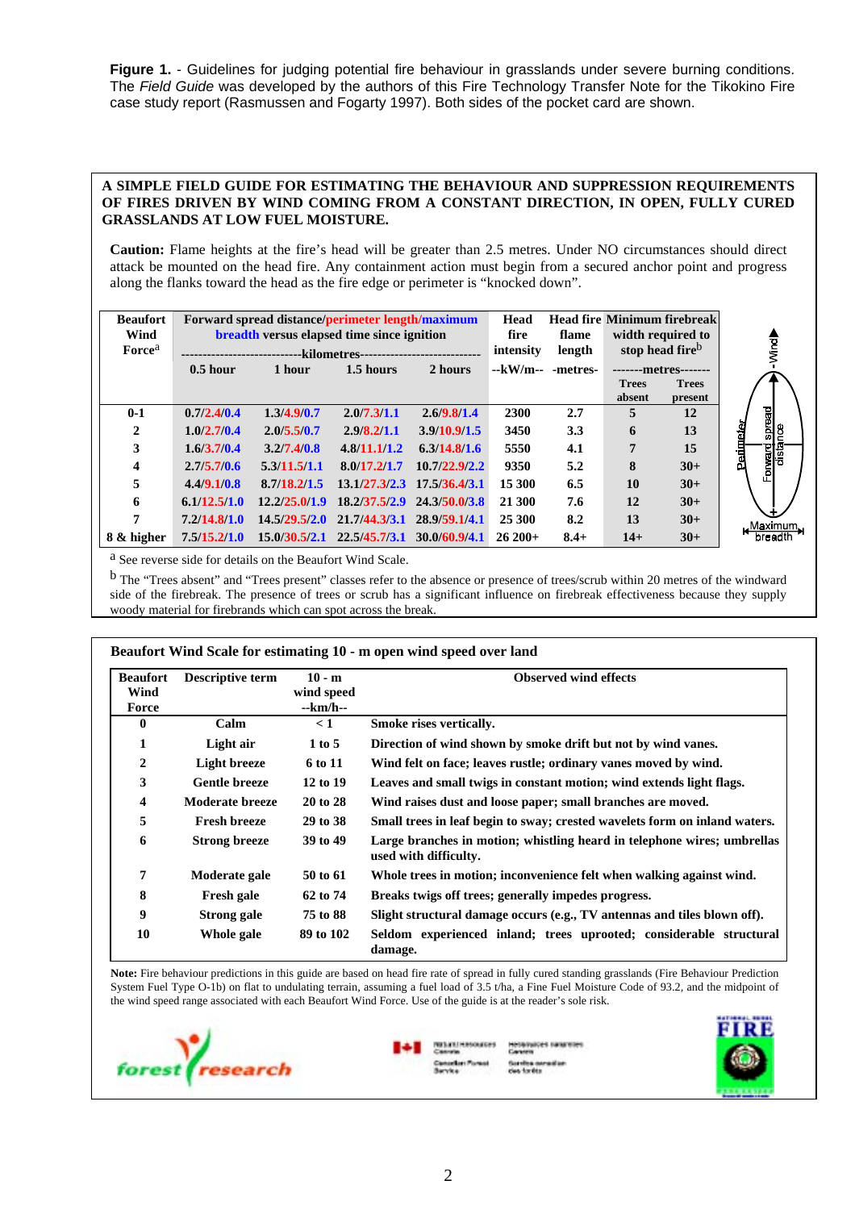**Figure 1.** - Guidelines for judging potential fire behaviour in grasslands under severe burning conditions. The *Field Guide* was developed by the authors of this Fire Technology Transfer Note for the Tikokino Fire case study report (Rasmussen and Fogarty 1997). Both sides of the pocket card are shown.

**A SIMPLE FIELD GUIDE FOR ESTIMATING THE BEHAVIOUR AND SUPPRESSION REQUIREMENTS OF FIRES DRIVEN BY WIND COMING FROM A CONSTANT DIRECTION, IN OPEN, FULLY CURED GRASSLANDS AT LOW FUEL MOISTURE.**

**Caution:** Flame heights at the fire's head will be greater than 2.5 metres. Under NO circumstances should direct attack be mounted on the head fire. Any containment action must begin from a secured anchor point and progress along the flanks toward the head as the fire edge or perimeter is "knocked down".

| Beaufort Wind Force[a] | Forward spread distance/perimeter length/maximum breadth versus elapsed time since ignition (kilometres) | | | | Head fire intensity | Head fire flame length | Minimum firebreak width required to stop head fire[b] (metres) | |
|---|---|---|---|---|---|---|---|---|
| | 0.5 hour | 1 hour | 1.5 hours | 2 hours | --kW/m-- | -metres- | Trees absent | Trees present |
| 0-1 | 0.7/2.4/0.4 | 1.3/4.9/0.7 | 2.0/7.3/1.1 | 2.6/9.8/1.4 | 2300 | 2.7 | 5 | 12 |
| 2 | 1.0/2.7/0.4 | 2.0/5.5/0.7 | 2.9/8.2/1.1 | 3.9/10.9/1.5 | 3450 | 3.3 | 6 | 13 |
| 3 | 1.6/3.7/0.4 | 3.2/7.4/0.8 | 4.8/11.1/1.2 | 6.3/14.8/1.6 | 5550 | 4.1 | 7 | 15 |
| 4 | 2.7/5.7/0.6 | 5.3/11.5/1.1 | 8.0/17.2/1.7 | 10.7/22.9/2.2 | 9350 | 5.2 | 8 | 30+ |
| 5 | 4.4/9.1/0.8 | 8.7/18.2/1.5 | 13.1/27.3/2.3 | 17.5/36.4/3.1 | 15 300 | 6.5 | 10 | 30+ |
| 6 | 6.1/12.5/1.0 | 12.2/25.0/1.9 | 18.2/37.5/2.9 | 24.3/50.0/3.8 | 21 300 | 7.6 | 12 | 30+ |
| 7 | 7.2/14.8/1.0 | 14.5/29.5/2.0 | 21.7/44.3/3.1 | 28.9/59.1/4.1 | 25 300 | 8.2 | 13 | 30+ |
| 8 & higher | 7.5/15.2/1.0 | 15.0/30.5/2.1 | 22.5/45.7/3.1 | 30.0/60.9/4.1 | 26 200+ | 8.4+ | 14+ | 30+ |

[a] See reverse side for details on the Beaufort Wind Scale.

[b] The "Trees absent" and "Trees present" classes refer to the absence or presence of trees/scrub within 20 metres of the windward side of the firebreak. The presence of trees or scrub has a significant influence on firebreak effectiveness because they supply woody material for firebrands which can spot across the break.

**Beaufort Wind Scale for estimating 10 - m open wind speed over land**

| Beaufort Wind Force | Descriptive term | 10 - m wind speed --km/h-- | Observed wind effects |
|---|---|---|---|
| 0 | Calm | < 1 | Smoke rises vertically. |
| 1 | Light air | 1 to 5 | Direction of wind shown by smoke drift but not by wind vanes. |
| 2 | Light breeze | 6 to 11 | Wind felt on face; leaves rustle; ordinary vanes moved by wind. |
| 3 | Gentle breeze | 12 to 19 | Leaves and small twigs in constant motion; wind extends light flags. |
| 4 | Moderate breeze | 20 to 28 | Wind raises dust and loose paper; small branches are moved. |
| 5 | Fresh breeze | 29 to 38 | Small trees in leaf begin to sway; crested wavelets form on inland waters. |
| 6 | Strong breeze | 39 to 49 | Large branches in motion; whistling heard in telephone wires; umbrellas used with difficulty. |
| 7 | Moderate gale | 50 to 61 | Whole trees in motion; inconvenience felt when walking against wind. |
| 8 | Fresh gale | 62 to 74 | Breaks twigs off trees; generally impedes progress. |
| 9 | Strong gale | 75 to 88 | Slight structural damage occurs (e.g., TV antennas and tiles blown off). |
| 10 | Whole gale | 89 to 102 | Seldom experienced inland; trees uprooted; considerable structural damage. |

**Note:** Fire behaviour predictions in this guide are based on head fire rate of spread in fully cured standing grasslands (Fire Behaviour Prediction System Fuel Type O-1b) on flat to undulating terrain, assuming a fuel load of 3.5 t/ha, a Fine Fuel Moisture Code of 93.2, and the midpoint of the wind speed range associated with each Beaufort Wind Force. Use of the guide is at the reader's sole risk.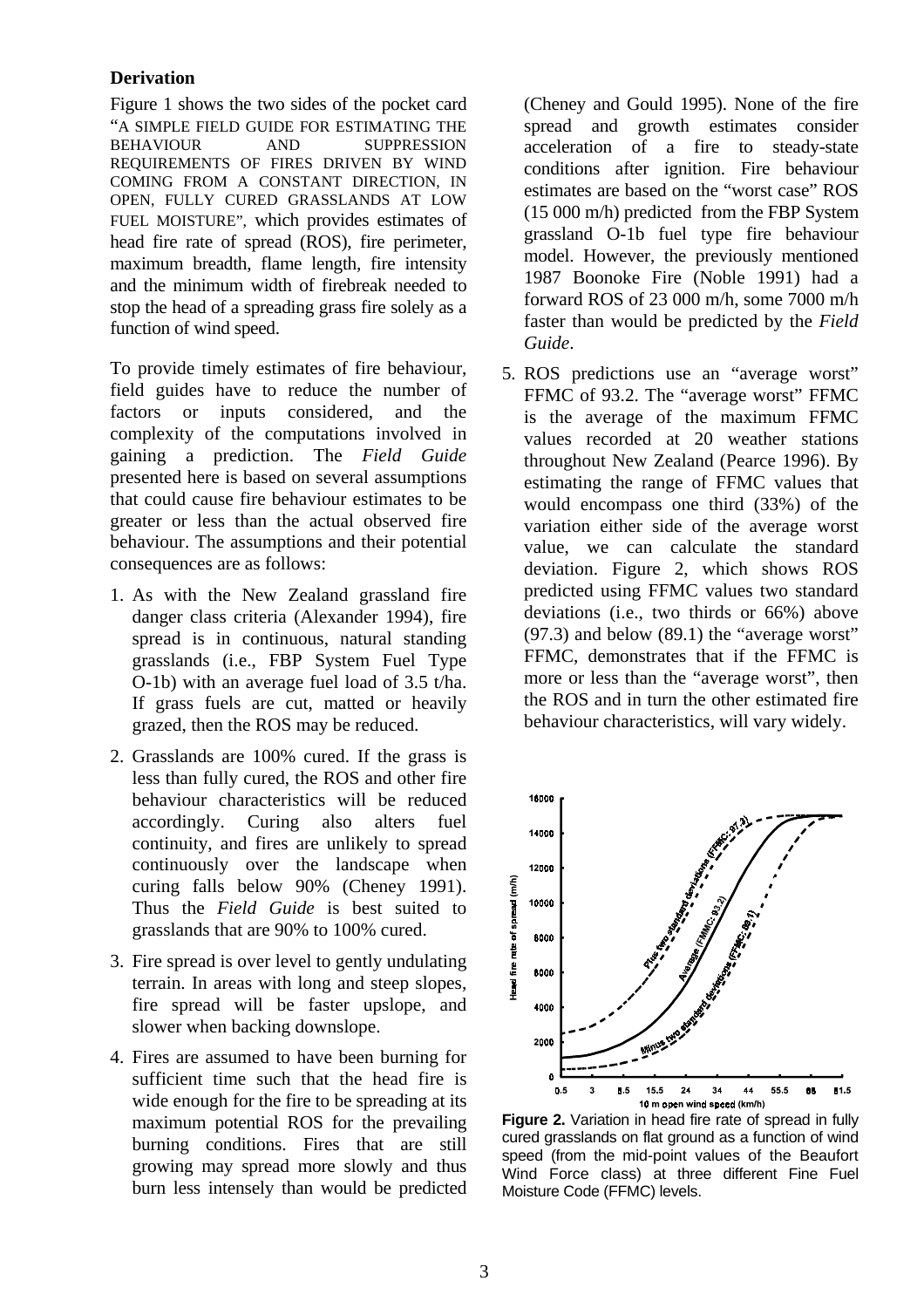**Derivation**

Figure 1 shows the two sides of the pocket card "A SIMPLE FIELD GUIDE FOR ESTIMATING THE BEHAVIOUR AND SUPPRESSION REQUIREMENTS OF FIRES DRIVEN BY WIND COMING FROM A CONSTANT DIRECTION, IN OPEN, FULLY CURED GRASSLANDS AT LOW FUEL MOISTURE", which provides estimates of head fire rate of spread (ROS), fire perimeter, maximum breadth, flame length, fire intensity and the minimum width of firebreak needed to stop the head of a spreading grass fire solely as a function of wind speed.

To provide timely estimates of fire behaviour, field guides have to reduce the number of factors or inputs considered, and the complexity of the computations involved in gaining a prediction. The *Field Guide* presented here is based on several assumptions that could cause fire behaviour estimates to be greater or less than the actual observed fire behaviour. The assumptions and their potential consequences are as follows:

1. As with the New Zealand grassland fire danger class criteria (Alexander 1994), fire spread is in continuous, natural standing grasslands (i.e., FBP System Fuel Type O-1b) with an average fuel load of 3.5 t/ha. If grass fuels are cut, matted or heavily grazed, then the ROS may be reduced.
2. Grasslands are 100% cured. If the grass is less than fully cured, the ROS and other fire behaviour characteristics will be reduced accordingly. Curing also alters fuel continuity, and fires are unlikely to spread continuously over the landscape when curing falls below 90% (Cheney 1991). Thus the *Field Guide* is best suited to grasslands that are 90% to 100% cured.
3. Fire spread is over level to gently undulating terrain. In areas with long and steep slopes, fire spread will be faster upslope, and slower when backing downslope.
4. Fires are assumed to have been burning for sufficient time such that the head fire is wide enough for the fire to be spreading at its maximum potential ROS for the prevailing burning conditions. Fires that are still growing may spread more slowly and thus burn less intensely than would be predicted (Cheney and Gould 1995). None of the fire spread and growth estimates consider acceleration of a fire to steady-state conditions after ignition. Fire behaviour estimates are based on the "worst case" ROS (15 000 m/h) predicted from the FBP System grassland O-1b fuel type fire behaviour model. However, the previously mentioned 1987 Boonoke Fire (Noble 1991) had a forward ROS of 23 000 m/h, some 7000 m/h faster than would be predicted by the *Field Guide*.
5. ROS predictions use an "average worst" FFMC of 93.2. The "average worst" FFMC is the average of the maximum FFMC values recorded at 20 weather stations throughout New Zealand (Pearce 1996). By estimating the range of FFMC values that would encompass one third (33%) of the variation either side of the average worst value, we can calculate the standard deviation. Figure 2, which shows ROS predicted using FFMC values two standard deviations (i.e., two thirds or 66%) above (97.3) and below (89.1) the "average worst" FFMC, demonstrates that if the FFMC is more or less than the "average worst", then the ROS and in turn the other estimated fire behaviour characteristics, will vary widely.

**Figure 2.** Variation in head fire rate of spread in fully cured grasslands on flat ground as a function of wind speed (from the mid-point values of the Beaufort Wind Force class) at three different Fine Fuel Moisture Code (FFMC) levels.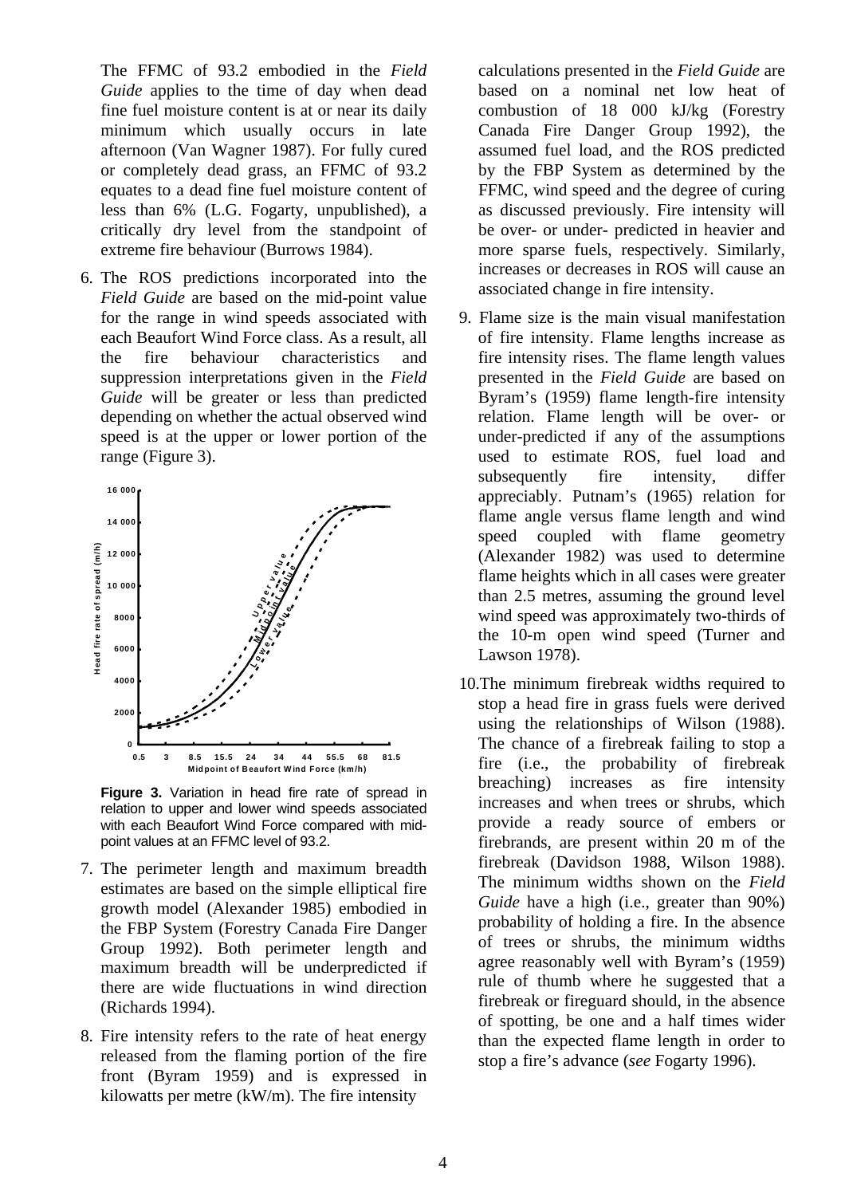The FFMC of 93.2 embodied in the *Field Guide* applies to the time of day when dead fine fuel moisture content is at or near its daily minimum which usually occurs in late afternoon (Van Wagner 1987). For fully cured or completely dead grass, an FFMC of 93.2 equates to a dead fine fuel moisture content of less than 6% (L.G. Fogarty, unpublished), a critically dry level from the standpoint of extreme fire behaviour (Burrows 1984).

6. The ROS predictions incorporated into the *Field Guide* are based on the mid-point value for the range in wind speeds associated with each Beaufort Wind Force class. As a result, all the fire behaviour characteristics and suppression interpretations given in the *Field Guide* will be greater or less than predicted depending on whether the actual observed wind speed is at the upper or lower portion of the range (Figure 3).

**Figure 3.** Variation in head fire rate of spread in relation to upper and lower wind speeds associated with each Beaufort Wind Force compared with mid-point values at an FFMC level of 93.2.

7. The perimeter length and maximum breadth estimates are based on the simple elliptical fire growth model (Alexander 1985) embodied in the FBP System (Forestry Canada Fire Danger Group 1992). Both perimeter length and maximum breadth will be underpredicted if there are wide fluctuations in wind direction (Richards 1994).

8. Fire intensity refers to the rate of heat energy released from the flaming portion of the fire front (Byram 1959) and is expressed in kilowatts per metre (kW/m). The fire intensity calculations presented in the *Field Guide* are based on a nominal net low heat of combustion of 18 000 kJ/kg (Forestry Canada Fire Danger Group 1992), the assumed fuel load, and the ROS predicted by the FBP System as determined by the FFMC, wind speed and the degree of curing as discussed previously. Fire intensity will be over- or under- predicted in heavier and more sparse fuels, respectively. Similarly, increases or decreases in ROS will cause an associated change in fire intensity.

9. Flame size is the main visual manifestation of fire intensity. Flame lengths increase as fire intensity rises. The flame length values presented in the *Field Guide* are based on Byram's (1959) flame length-fire intensity relation. Flame length will be over- or under-predicted if any of the assumptions used to estimate ROS, fuel load and subsequently fire intensity, differ appreciably. Putnam's (1965) relation for flame angle versus flame length and wind speed coupled with flame geometry (Alexander 1982) was used to determine flame heights which in all cases were greater than 2.5 metres, assuming the ground level wind speed was approximately two-thirds of the 10-m open wind speed (Turner and Lawson 1978).

10. The minimum firebreak widths required to stop a head fire in grass fuels were derived using the relationships of Wilson (1988). The chance of a firebreak failing to stop a fire (i.e., the probability of firebreak breaching) increases as fire intensity increases and when trees or shrubs, which provide a ready source of embers or firebrands, are present within 20 m of the firebreak (Davidson 1988, Wilson 1988). The minimum widths shown on the *Field Guide* have a high (i.e., greater than 90%) probability of holding a fire. In the absence of trees or shrubs, the minimum widths agree reasonably well with Byram's (1959) rule of thumb where he suggested that a firebreak or fireguard should, in the absence of spotting, be one and a half times wider than the expected flame length in order to stop a fire's advance (*see* Fogarty 1996).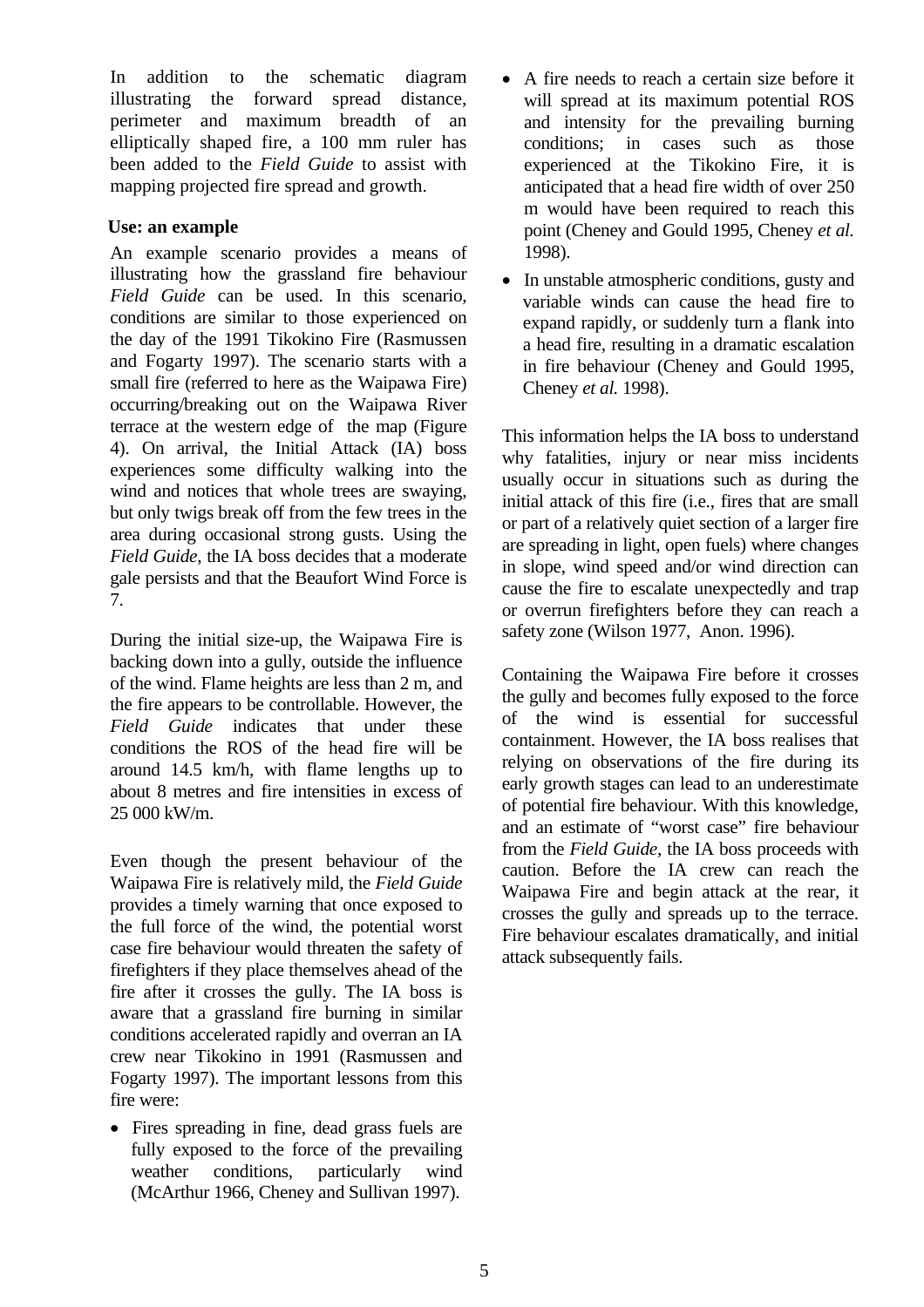In addition to the schematic diagram illustrating the forward spread distance, perimeter and maximum breadth of an elliptically shaped fire, a 100 mm ruler has been added to the *Field Guide* to assist with mapping projected fire spread and growth.

### Use: an example

An example scenario provides a means of illustrating how the grassland fire behaviour *Field Guide* can be used. In this scenario, conditions are similar to those experienced on the day of the 1991 Tikokino Fire (Rasmussen and Fogarty 1997). The scenario starts with a small fire (referred to here as the Waipawa Fire) occurring/breaking out on the Waipawa River terrace at the western edge of the map (Figure 4). On arrival, the Initial Attack (IA) boss experiences some difficulty walking into the wind and notices that whole trees are swaying, but only twigs break off from the few trees in the area during occasional strong gusts. Using the *Field Guide*, the IA boss decides that a moderate gale persists and that the Beaufort Wind Force is 7.

During the initial size-up, the Waipawa Fire is backing down into a gully, outside the influence of the wind. Flame heights are less than 2 m, and the fire appears to be controllable. However, the *Field Guide* indicates that under these conditions the ROS of the head fire will be around 14.5 km/h, with flame lengths up to about 8 metres and fire intensities in excess of 25 000 kW/m.

Even though the present behaviour of the Waipawa Fire is relatively mild, the *Field Guide* provides a timely warning that once exposed to the full force of the wind, the potential worst case fire behaviour would threaten the safety of firefighters if they place themselves ahead of the fire after it crosses the gully. The IA boss is aware that a grassland fire burning in similar conditions accelerated rapidly and overran an IA crew near Tikokino in 1991 (Rasmussen and Fogarty 1997). The important lessons from this fire were:

- Fires spreading in fine, dead grass fuels are fully exposed to the force of the prevailing weather conditions, particularly wind (McArthur 1966, Cheney and Sullivan 1997).
- A fire needs to reach a certain size before it will spread at its maximum potential ROS and intensity for the prevailing burning conditions; in cases such as those experienced at the Tikokino Fire, it is anticipated that a head fire width of over 250 m would have been required to reach this point (Cheney and Gould 1995, Cheney *et al.* 1998).
- In unstable atmospheric conditions, gusty and variable winds can cause the head fire to expand rapidly, or suddenly turn a flank into a head fire, resulting in a dramatic escalation in fire behaviour (Cheney and Gould 1995, Cheney *et al.* 1998).

This information helps the IA boss to understand why fatalities, injury or near miss incidents usually occur in situations such as during the initial attack of this fire (i.e., fires that are small or part of a relatively quiet section of a larger fire are spreading in light, open fuels) where changes in slope, wind speed and/or wind direction can cause the fire to escalate unexpectedly and trap or overrun firefighters before they can reach a safety zone (Wilson 1977, Anon. 1996).

Containing the Waipawa Fire before it crosses the gully and becomes fully exposed to the force of the wind is essential for successful containment. However, the IA boss realises that relying on observations of the fire during its early growth stages can lead to an underestimate of potential fire behaviour. With this knowledge, and an estimate of "worst case" fire behaviour from the *Field Guide*, the IA boss proceeds with caution. Before the IA crew can reach the Waipawa Fire and begin attack at the rear, it crosses the gully and spreads up to the terrace. Fire behaviour escalates dramatically, and initial attack subsequently fails.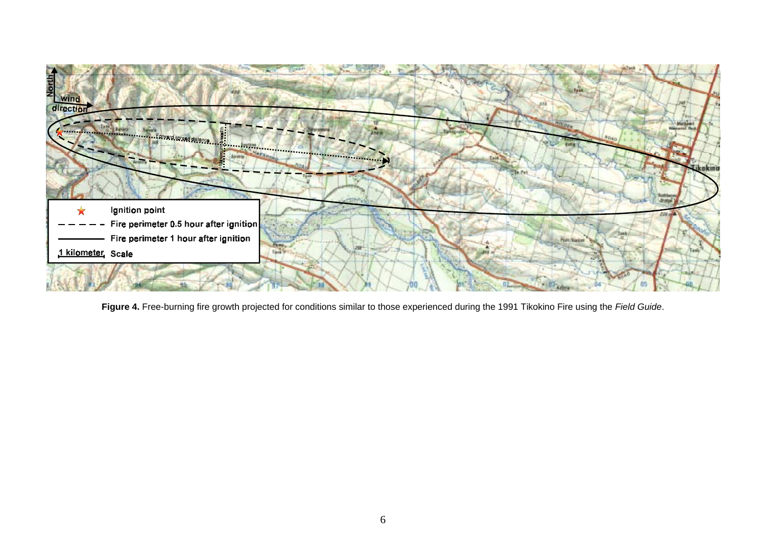**Figure 4.** Free-burning fire growth projected for conditions similar to those experienced during the 1991 Tikokino Fire using the *Field Guide*.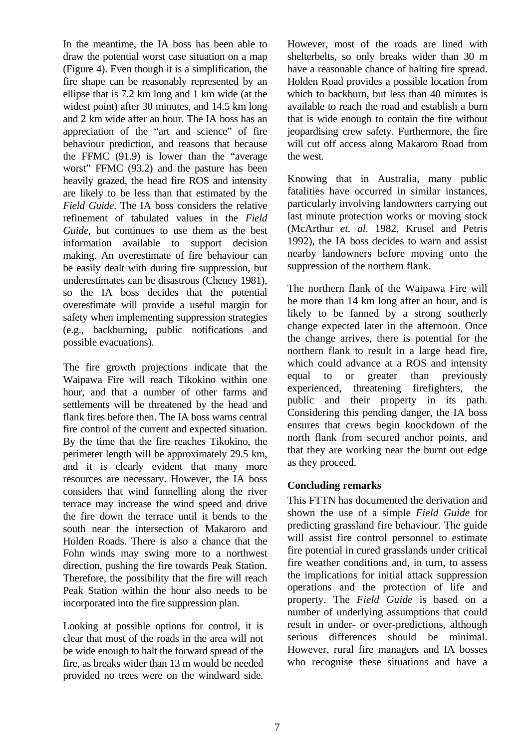In the meantime, the IA boss has been able to draw the potential worst case situation on a map (Figure 4). Even though it is a simplification, the fire shape can be reasonably represented by an ellipse that is 7.2 km long and 1 km wide (at the widest point) after 30 minutes, and 14.5 km long and 2 km wide after an hour. The IA boss has an appreciation of the "art and science" of fire behaviour prediction, and reasons that because the FFMC (91.9) is lower than the "average worst" FFMC (93.2) and the pasture has been heavily grazed, the head fire ROS and intensity are likely to be less than that estimated by the *Field Guide.* The IA boss considers the relative refinement of tabulated values in the *Field Guide*, but continues to use them as the best information available to support decision making. An overestimate of fire behaviour can be easily dealt with during fire suppression, but underestimates can be disastrous (Cheney 1981), so the IA boss decides that the potential overestimate will provide a useful margin for safety when implementing suppression strategies (e.g., backburning, public notifications and possible evacuations).

The fire growth projections indicate that the Waipawa Fire will reach Tikokino within one hour, and that a number of other farms and settlements will be threatened by the head and flank fires before then. The IA boss warns central fire control of the current and expected situation. By the time that the fire reaches Tikokino, the perimeter length will be approximately 29.5 km, and it is clearly evident that many more resources are necessary. However, the IA boss considers that wind funnelling along the river terrace may increase the wind speed and drive the fire down the terrace until it bends to the south near the intersection of Makaroro and Holden Roads. There is also a chance that the Fohn winds may swing more to a northwest direction, pushing the fire towards Peak Station. Therefore, the possibility that the fire will reach Peak Station within the hour also needs to be incorporated into the fire suppression plan.

Looking at possible options for control, it is clear that most of the roads in the area will not be wide enough to halt the forward spread of the fire, as breaks wider than 13 m would be needed provided no trees were on the windward side. However, most of the roads are lined with shelterbelts, so only breaks wider than 30 m have a reasonable chance of halting fire spread. Holden Road provides a possible location from which to backburn, but less than 40 minutes is available to reach the road and establish a burn that is wide enough to contain the fire without jeopardising crew safety. Furthermore, the fire will cut off access along Makaroro Road from the west.

Knowing that in Australia, many public fatalities have occurred in similar instances, particularly involving landowners carrying out last minute protection works or moving stock (McArthur *et. al.* 1982, Krusel and Petris 1992), the IA boss decides to warn and assist nearby landowners before moving onto the suppression of the northern flank.

The northern flank of the Waipawa Fire will be more than 14 km long after an hour, and is likely to be fanned by a strong southerly change expected later in the afternoon. Once the change arrives, there is potential for the northern flank to result in a large head fire, which could advance at a ROS and intensity equal to or greater than previously experienced, threatening firefighters, the public and their property in its path. Considering this pending danger, the IA boss ensures that crews begin knockdown of the north flank from secured anchor points, and that they are working near the burnt out edge as they proceed.

## Concluding remarks

This FTTN has documented the derivation and shown the use of a simple *Field Guide* for predicting grassland fire behaviour. The guide will assist fire control personnel to estimate fire potential in cured grasslands under critical fire weather conditions and, in turn, to assess the implications for initial attack suppression operations and the protection of life and property. The *Field Guide* is based on a number of underlying assumptions that could result in under- or over-predictions, although serious differences should be minimal. However, rural fire managers and IA bosses who recognise these situations and have a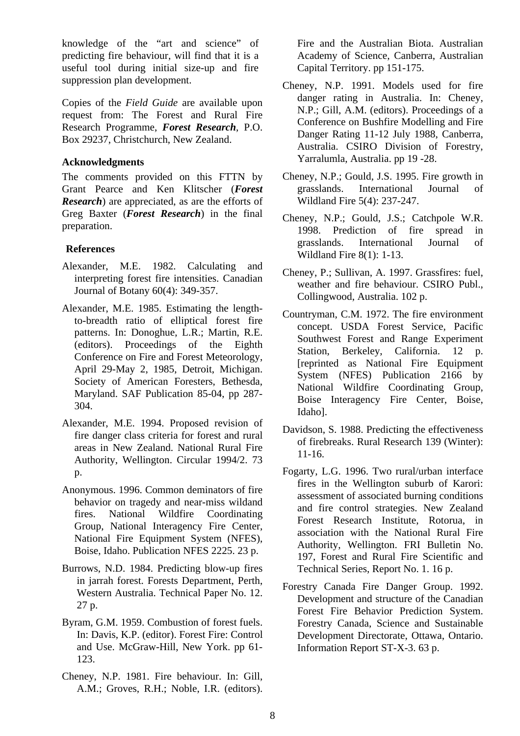knowledge of the "art and science" of predicting fire behaviour, will find that it is a useful tool during initial size-up and fire suppression plan development.

Copies of the *Field Guide* are available upon request from: The Forest and Rural Fire Research Programme, ***Forest Research***, P.O. Box 29237, Christchurch, New Zealand.

### Acknowledgments

The comments provided on this FTTN by Grant Pearce and Ken Klitscher (***Forest Research***) are appreciated, as are the efforts of Greg Baxter (***Forest Research***) in the final preparation.

### References

Alexander, M.E. 1982. Calculating and interpreting forest fire intensities. Canadian Journal of Botany 60(4): 349-357.

Alexander, M.E. 1985. Estimating the length-to-breadth ratio of elliptical forest fire patterns. In: Donoghue, L.R.; Martin, R.E. (editors). Proceedings of the Eighth Conference on Fire and Forest Meteorology, April 29-May 2, 1985, Detroit, Michigan. Society of American Foresters, Bethesda, Maryland. SAF Publication 85-04, pp 287-304.

Alexander, M.E. 1994. Proposed revision of fire danger class criteria for forest and rural areas in New Zealand. National Rural Fire Authority, Wellington. Circular 1994/2. 73 p.

Anonymous. 1996. Common deminators of fire behavior on tragedy and near-miss wildand fires. National Wildfire Coordinating Group, National Interagency Fire Center, National Fire Equipment System (NFES), Boise, Idaho. Publication NFES 2225. 23 p.

Burrows, N.D. 1984. Predicting blow-up fires in jarrah forest. Forests Department, Perth, Western Australia. Technical Paper No. 12. 27 p.

Byram, G.M. 1959. Combustion of forest fuels. In: Davis, K.P. (editor). Forest Fire: Control and Use. McGraw-Hill, New York. pp 61-123.

Cheney, N.P. 1981. Fire behaviour. In: Gill, A.M.; Groves, R.H.; Noble, I.R. (editors). Fire and the Australian Biota. Australian Academy of Science, Canberra, Australian Capital Territory. pp 151-175.

Cheney, N.P. 1991. Models used for fire danger rating in Australia. In: Cheney, N.P.; Gill, A.M. (editors). Proceedings of a Conference on Bushfire Modelling and Fire Danger Rating 11-12 July 1988, Canberra, Australia. CSIRO Division of Forestry, Yarralumla, Australia. pp 19 -28.

Cheney, N.P.; Gould, J.S. 1995. Fire growth in grasslands. International Journal of Wildland Fire 5(4): 237-247.

Cheney, N.P.; Gould, J.S.; Catchpole W.R. 1998. Prediction of fire spread in grasslands. International Journal of Wildland Fire 8(1): 1-13.

Cheney, P.; Sullivan, A. 1997. Grassfires: fuel, weather and fire behaviour. CSIRO Publ., Collingwood, Australia. 102 p.

Countryman, C.M. 1972. The fire environment concept. USDA Forest Service, Pacific Southwest Forest and Range Experiment Station, Berkeley, California. 12 p. [reprinted as National Fire Equipment System (NFES) Publication 2166 by National Wildfire Coordinating Group, Boise Interagency Fire Center, Boise, Idaho].

Davidson, S. 1988. Predicting the effectiveness of firebreaks. Rural Research 139 (Winter): 11-16.

Fogarty, L.G. 1996. Two rural/urban interface fires in the Wellington suburb of Karori: assessment of associated burning conditions and fire control strategies. New Zealand Forest Research Institute, Rotorua, in association with the National Rural Fire Authority, Wellington. FRI Bulletin No. 197, Forest and Rural Fire Scientific and Technical Series, Report No. 1. 16 p.

Forestry Canada Fire Danger Group. 1992. Development and structure of the Canadian Forest Fire Behavior Prediction System. Forestry Canada, Science and Sustainable Development Directorate, Ottawa, Ontario. Information Report ST-X-3. 63 p.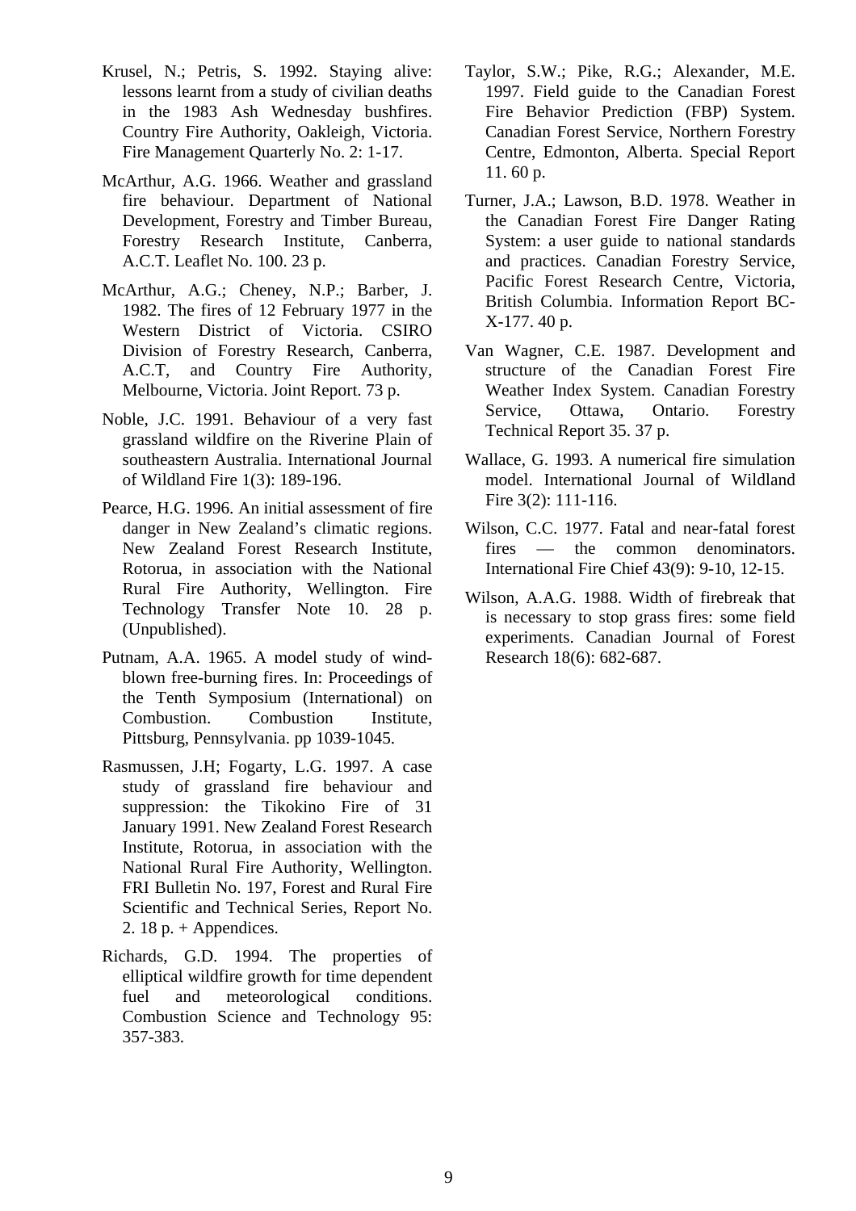Krusel, N.; Petris, S. 1992. Staying alive: lessons learnt from a study of civilian deaths in the 1983 Ash Wednesday bushfires. Country Fire Authority, Oakleigh, Victoria. Fire Management Quarterly No. 2: 1-17.

McArthur, A.G. 1966. Weather and grassland fire behaviour. Department of National Development, Forestry and Timber Bureau, Forestry Research Institute, Canberra, A.C.T. Leaflet No. 100. 23 p.

McArthur, A.G.; Cheney, N.P.; Barber, J. 1982. The fires of 12 February 1977 in the Western District of Victoria. CSIRO Division of Forestry Research, Canberra, A.C.T, and Country Fire Authority, Melbourne, Victoria. Joint Report. 73 p.

Noble, J.C. 1991. Behaviour of a very fast grassland wildfire on the Riverine Plain of southeastern Australia. International Journal of Wildland Fire 1(3): 189-196.

Pearce, H.G. 1996. An initial assessment of fire danger in New Zealand's climatic regions. New Zealand Forest Research Institute, Rotorua, in association with the National Rural Fire Authority, Wellington. Fire Technology Transfer Note 10. 28 p. (Unpublished).

Putnam, A.A. 1965. A model study of wind-blown free-burning fires. In: Proceedings of the Tenth Symposium (International) on Combustion. Combustion Institute, Pittsburg, Pennsylvania. pp 1039-1045.

Rasmussen, J.H; Fogarty, L.G. 1997. A case study of grassland fire behaviour and suppression: the Tikokino Fire of 31 January 1991. New Zealand Forest Research Institute, Rotorua, in association with the National Rural Fire Authority, Wellington. FRI Bulletin No. 197, Forest and Rural Fire Scientific and Technical Series, Report No. 2. 18 p. + Appendices.

Richards, G.D. 1994. The properties of elliptical wildfire growth for time dependent fuel and meteorological conditions. Combustion Science and Technology 95: 357-383.

Taylor, S.W.; Pike, R.G.; Alexander, M.E. 1997. Field guide to the Canadian Forest Fire Behavior Prediction (FBP) System. Canadian Forest Service, Northern Forestry Centre, Edmonton, Alberta. Special Report 11. 60 p.

Turner, J.A.; Lawson, B.D. 1978. Weather in the Canadian Forest Fire Danger Rating System: a user guide to national standards and practices. Canadian Forestry Service, Pacific Forest Research Centre, Victoria, British Columbia. Information Report BC-X-177. 40 p.

Van Wagner, C.E. 1987. Development and structure of the Canadian Forest Fire Weather Index System. Canadian Forestry Service, Ottawa, Ontario. Forestry Technical Report 35. 37 p.

Wallace, G. 1993. A numerical fire simulation model. International Journal of Wildland Fire 3(2): 111-116.

Wilson, C.C. 1977. Fatal and near-fatal forest fires — the common denominators. International Fire Chief 43(9): 9-10, 12-15.

Wilson, A.A.G. 1988. Width of firebreak that is necessary to stop grass fires: some field experiments. Canadian Journal of Forest Research 18(6): 682-687.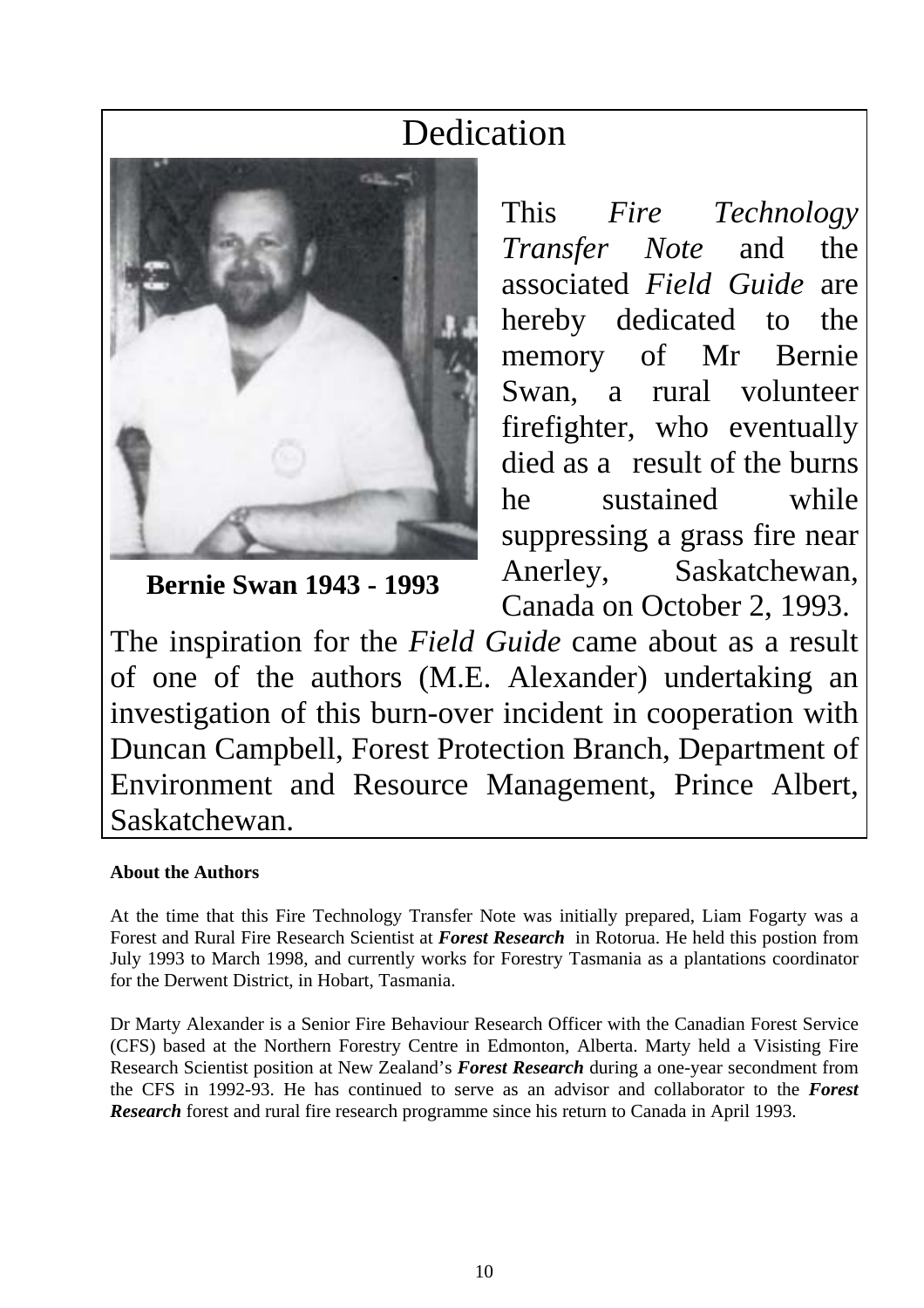# Dedication

**Bernie Swan 1943 - 1993**

This *Fire Technology Transfer Note* and the associated *Field Guide* are hereby dedicated to the memory of Mr Bernie Swan, a rural volunteer firefighter, who eventually died as a result of the burns he sustained while suppressing a grass fire near Anerley, Saskatchewan, Canada on October 2, 1993.

The inspiration for the *Field Guide* came about as a result of one of the authors (M.E. Alexander) undertaking an investigation of this burn-over incident in cooperation with Duncan Campbell, Forest Protection Branch, Department of Environment and Resource Management, Prince Albert, Saskatchewan.

**About the Authors**

At the time that this Fire Technology Transfer Note was initially prepared, Liam Fogarty was a Forest and Rural Fire Research Scientist at ***Forest Research*** in Rotorua. He held this postion from July 1993 to March 1998, and currently works for Forestry Tasmania as a plantations coordinator for the Derwent District, in Hobart, Tasmania.

Dr Marty Alexander is a Senior Fire Behaviour Research Officer with the Canadian Forest Service (CFS) based at the Northern Forestry Centre in Edmonton, Alberta. Marty held a Visiting Fire Research Scientist position at New Zealand's ***Forest Research*** during a one-year secondment from the CFS in 1992-93. He has continued to serve as an advisor and collaborator to the ***Forest Research*** forest and rural fire research programme since his return to Canada in April 1993.